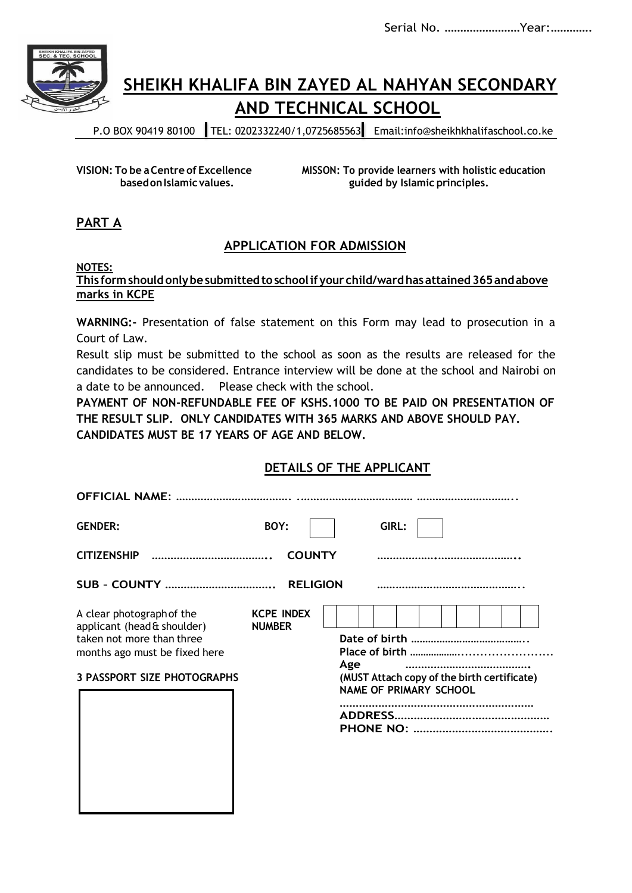Serial No. ……………………Year:…………

# SHEIKH KHALIFA BIN ZAYED AL NAHYAN SECONDARY AND TECHNICAL SCHOOL

P.O BOX 90419 80100 | TEL: 0202332240/1,0725685563 | Email:info@sheikhkhalifaschool.co.ke

**VISION: To be a Centre of Excellence based on Islamic values.**

**MISSON: To provide learners with holistic education guided by Islamic principles.**

## PART A

### APPLICATION FOR ADMISSION

**NOTES:**

**This form should only be submitted to school if your child/ward has attained 365 and above marks in KCPE**

**WARNING:-** Presentation of false statement on this Form may lead to prosecution in a Court of Law.

Result slip must be submitted to the school as soon as the results are released for the candidates to be considered. Entrance interview will be done at the school and Nairobi on a date to be announced. Please check with the school.

**PAYMENT OF NON-REFUNDABLE FEE OF KSHS.1000 TO BE PAID ON PRESENTATION OF THE RESULT SLIP. ONLY CANDIDATES WITH 365 MARKS AND ABOVE SHOULD PAY. CANDIDATES MUST BE 17 YEARS OF AGE AND BELOW.**

### DETAILS OF THE APPLICANT

**OFFICIAL NAME**: ………………………………. ……………………………… …………………………..

**GENDER:** **BOY:** ☐ **GIRL:** ☐

**CITIZENSHIP** ……………………………….. **COUNTY** ………………..…………………..

**SUB – COUNTY** ……………………………. **RELIGION** ……………………………………..

**KCPE INDEX NUMBER** | | | | | | | | | | | |

A clear photograph of the applicant (head & shoulder) taken not more than three months ago must be fixed here

**3 PASSPORT SIZE PHOTOGRAPHS**

**Date of birth** …………………………………..

**Place of birth** ………………......................

**Age** ………………………………….

**(MUST Attach copy of the birth certificate)**

**NAME OF PRIMARY SCHOOL**

……………………………………………………

**ADDRESS**………………………………………….

**PHONE NO**: …………………………………….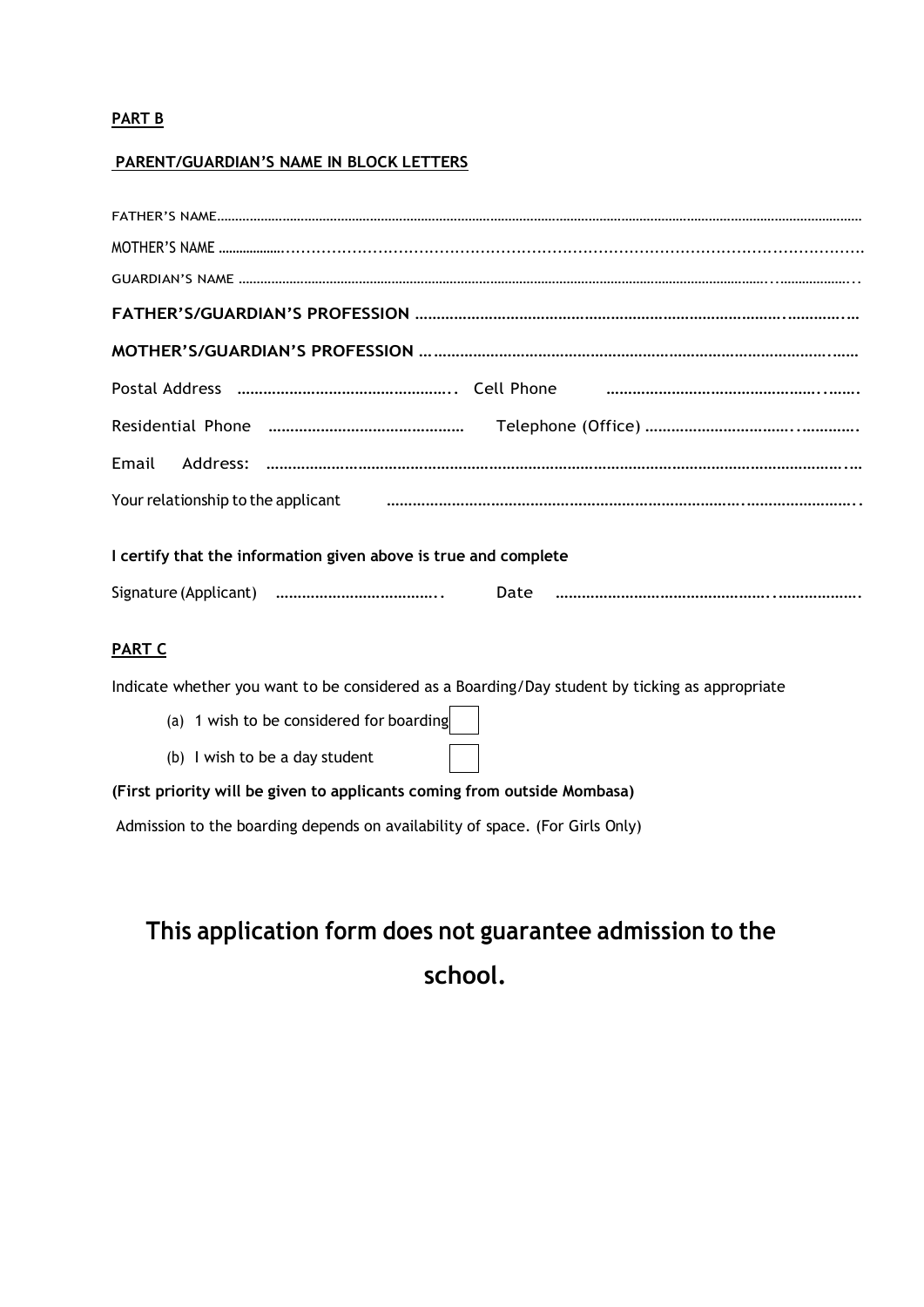**PART B**

**PARENT/GUARDIAN'S NAME IN BLOCK LETTERS**

FATHER'S NAME……………………………………………………………………………………………………………………………

MOTHER'S NAME ……………………………………………………………………………………………………………………………

GUARDIAN'S NAME ……………………………………………………………………………………………………………………………

**FATHER'S/GUARDIAN'S PROFESSION** ……………………………………………………………………………………………

**MOTHER'S/GUARDIAN'S PROFESSION** ……………………………………………………………………………………………

Postal Address ………………………………………….. Cell Phone ……………………………………………..

Residential Phone ……………………………………… Telephone (Office) …………………………………..

Email Address: ……………………………………………………………………………………………………………

Your relationship to the applicant ………………………………………………………………………………………..

**I certify that the information given above is true and complete**

Signature (Applicant) ……………………………….. Date ………………………………………………………

**PART C**

Indicate whether you want to be considered as a Boarding/Day student by ticking as appropriate

(a) 1 wish to be considered for boarding ☐

(b) I wish to be a day student ☐

**(First priority will be given to applicants coming from outside Mombasa)**

Admission to the boarding depends on availability of space. (For Girls Only)

# This application form does not guarantee admission to the school.